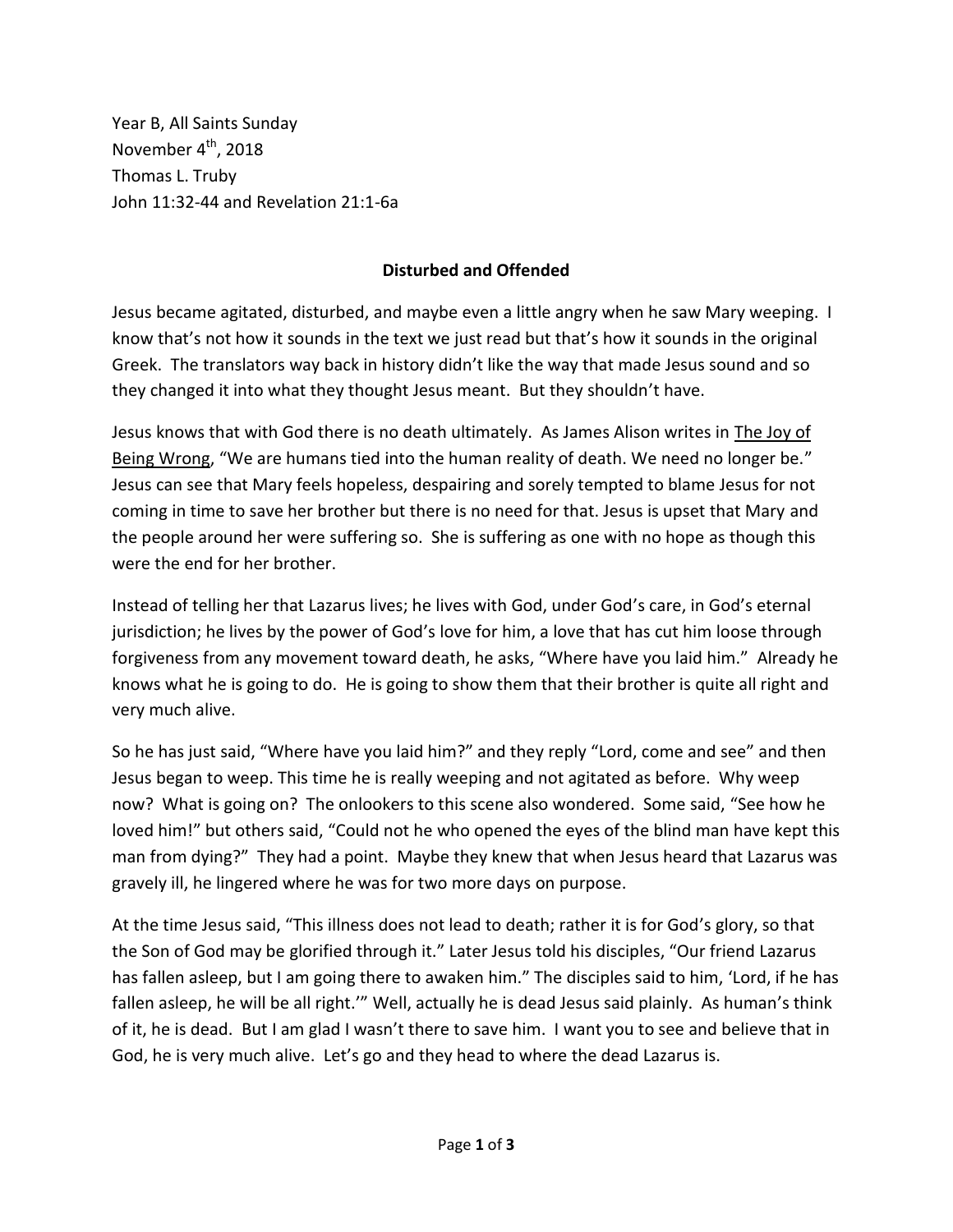Year B, All Saints Sunday
November 4th, 2018
Thomas L. Truby
John 11:32-44 and Revelation 21:1-6a

**Disturbed and Offended**

Jesus became agitated, disturbed, and maybe even a little angry when he saw Mary weeping. I know that's not how it sounds in the text we just read but that's how it sounds in the original Greek. The translators way back in history didn't like the way that made Jesus sound and so they changed it into what they thought Jesus meant. But they shouldn't have.

Jesus knows that with God there is no death ultimately. As James Alison writes in The Joy of Being Wrong, "We are humans tied into the human reality of death. We need no longer be." Jesus can see that Mary feels hopeless, despairing and sorely tempted to blame Jesus for not coming in time to save her brother but there is no need for that. Jesus is upset that Mary and the people around her were suffering so. She is suffering as one with no hope as though this were the end for her brother.

Instead of telling her that Lazarus lives; he lives with God, under God's care, in God's eternal jurisdiction; he lives by the power of God's love for him, a love that has cut him loose through forgiveness from any movement toward death, he asks, "Where have you laid him." Already he knows what he is going to do. He is going to show them that their brother is quite all right and very much alive.

So he has just said, "Where have you laid him?" and they reply "Lord, come and see" and then Jesus began to weep. This time he is really weeping and not agitated as before. Why weep now? What is going on? The onlookers to this scene also wondered. Some said, "See how he loved him!" but others said, "Could not he who opened the eyes of the blind man have kept this man from dying?" They had a point. Maybe they knew that when Jesus heard that Lazarus was gravely ill, he lingered where he was for two more days on purpose.

At the time Jesus said, "This illness does not lead to death; rather it is for God's glory, so that the Son of God may be glorified through it." Later Jesus told his disciples, "Our friend Lazarus has fallen asleep, but I am going there to awaken him." The disciples said to him, 'Lord, if he has fallen asleep, he will be all right.'" Well, actually he is dead Jesus said plainly. As human's think of it, he is dead. But I am glad I wasn't there to save him. I want you to see and believe that in God, he is very much alive. Let's go and they head to where the dead Lazarus is.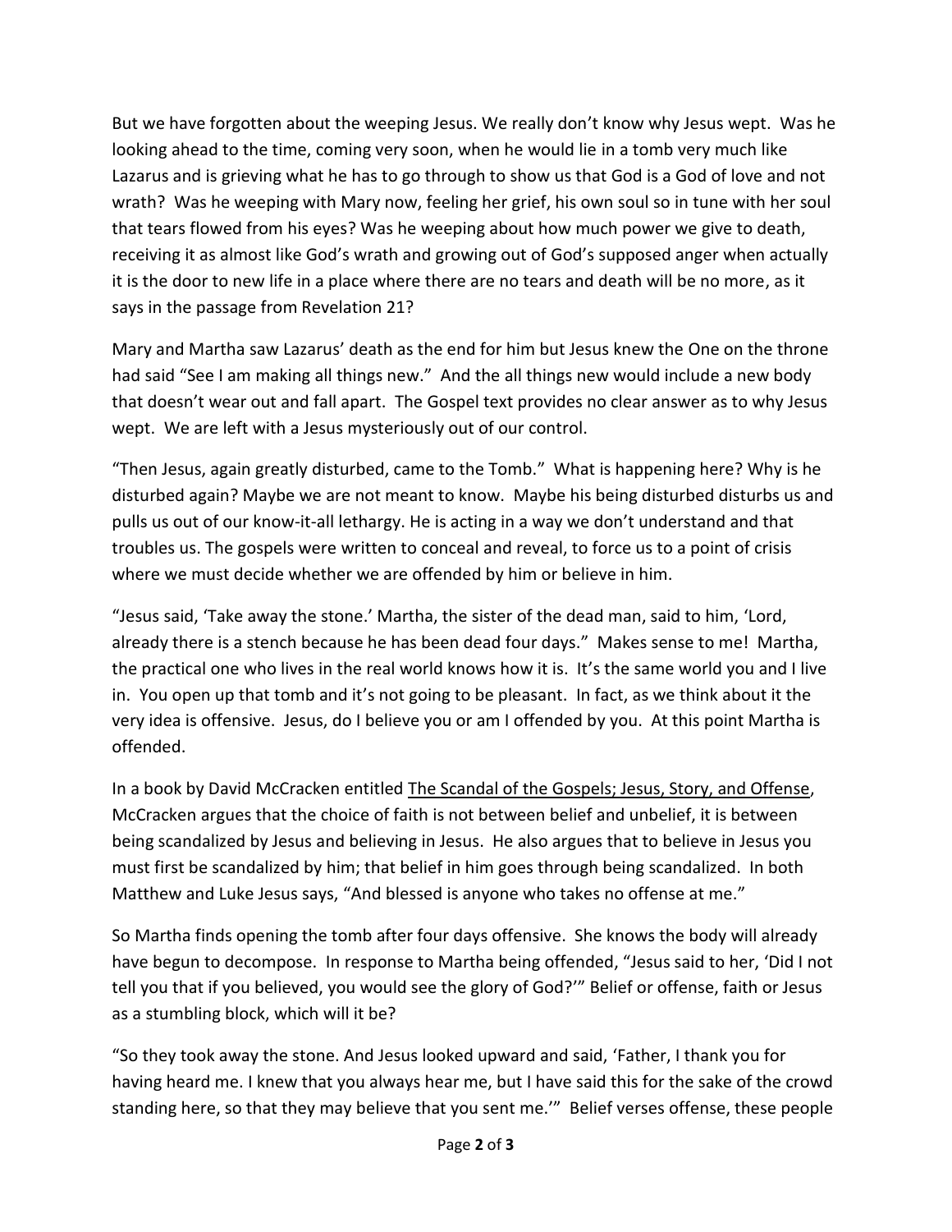But we have forgotten about the weeping Jesus. We really don't know why Jesus wept. Was he looking ahead to the time, coming very soon, when he would lie in a tomb very much like Lazarus and is grieving what he has to go through to show us that God is a God of love and not wrath? Was he weeping with Mary now, feeling her grief, his own soul so in tune with her soul that tears flowed from his eyes? Was he weeping about how much power we give to death, receiving it as almost like God's wrath and growing out of God's supposed anger when actually it is the door to new life in a place where there are no tears and death will be no more, as it says in the passage from Revelation 21?

Mary and Martha saw Lazarus' death as the end for him but Jesus knew the One on the throne had said "See I am making all things new." And the all things new would include a new body that doesn't wear out and fall apart. The Gospel text provides no clear answer as to why Jesus wept. We are left with a Jesus mysteriously out of our control.

"Then Jesus, again greatly disturbed, came to the Tomb." What is happening here? Why is he disturbed again? Maybe we are not meant to know. Maybe his being disturbed disturbs us and pulls us out of our know-it-all lethargy. He is acting in a way we don't understand and that troubles us. The gospels were written to conceal and reveal, to force us to a point of crisis where we must decide whether we are offended by him or believe in him.

"Jesus said, 'Take away the stone.' Martha, the sister of the dead man, said to him, 'Lord, already there is a stench because he has been dead four days." Makes sense to me! Martha, the practical one who lives in the real world knows how it is. It's the same world you and I live in. You open up that tomb and it's not going to be pleasant. In fact, as we think about it the very idea is offensive. Jesus, do I believe you or am I offended by you. At this point Martha is offended.

In a book by David McCracken entitled <u>The Scandal of the Gospels; Jesus, Story, and Offense</u>, McCracken argues that the choice of faith is not between belief and unbelief, it is between being scandalized by Jesus and believing in Jesus. He also argues that to believe in Jesus you must first be scandalized by him; that belief in him goes through being scandalized. In both Matthew and Luke Jesus says, "And blessed is anyone who takes no offense at me."

So Martha finds opening the tomb after four days offensive. She knows the body will already have begun to decompose. In response to Martha being offended, "Jesus said to her, 'Did I not tell you that if you believed, you would see the glory of God?'" Belief or offense, faith or Jesus as a stumbling block, which will it be?

"So they took away the stone. And Jesus looked upward and said, 'Father, I thank you for having heard me. I knew that you always hear me, but I have said this for the sake of the crowd standing here, so that they may believe that you sent me.'" Belief verses offense, these people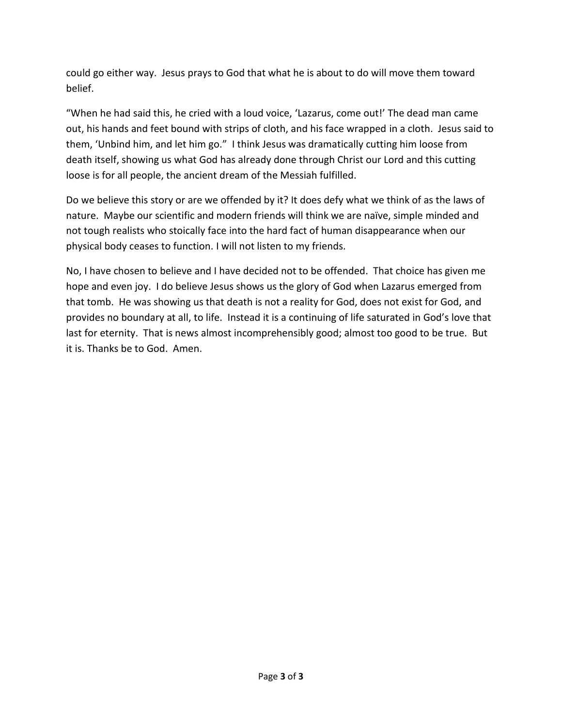could go either way. Jesus prays to God that what he is about to do will move them toward belief.

"When he had said this, he cried with a loud voice, 'Lazarus, come out!' The dead man came out, his hands and feet bound with strips of cloth, and his face wrapped in a cloth. Jesus said to them, 'Unbind him, and let him go." I think Jesus was dramatically cutting him loose from death itself, showing us what God has already done through Christ our Lord and this cutting loose is for all people, the ancient dream of the Messiah fulfilled.

Do we believe this story or are we offended by it? It does defy what we think of as the laws of nature. Maybe our scientific and modern friends will think we are naïve, simple minded and not tough realists who stoically face into the hard fact of human disappearance when our physical body ceases to function. I will not listen to my friends.

No, I have chosen to believe and I have decided not to be offended. That choice has given me hope and even joy. I do believe Jesus shows us the glory of God when Lazarus emerged from that tomb. He was showing us that death is not a reality for God, does not exist for God, and provides no boundary at all, to life. Instead it is a continuing of life saturated in God's love that last for eternity. That is news almost incomprehensibly good; almost too good to be true. But it is. Thanks be to God. Amen.